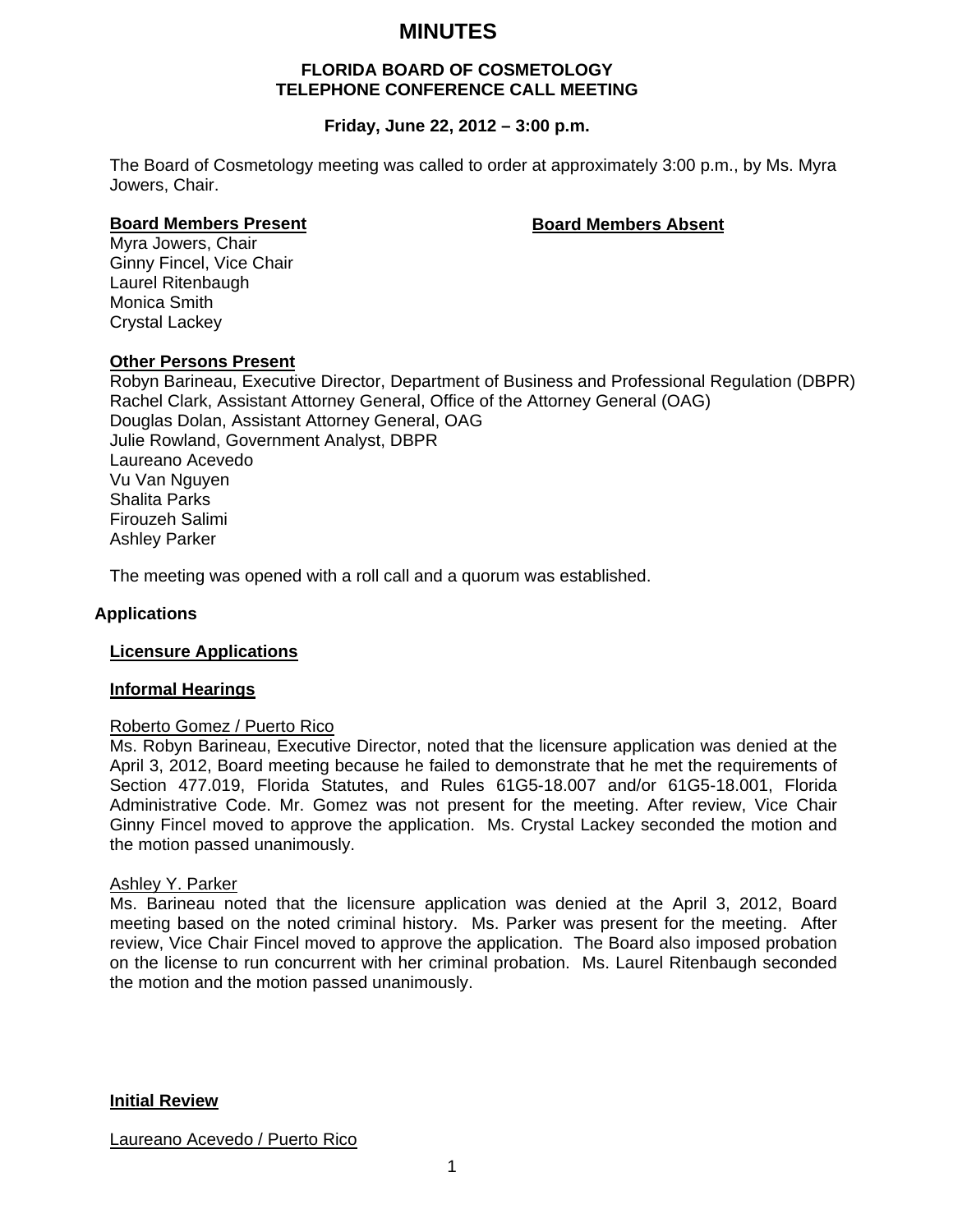# MINUTES

**FLORIDA BOARD OF COSMETOLOGY**
**TELEPHONE CONFERENCE CALL MEETING**

**Friday, June 22, 2012 – 3:00 p.m.**

The Board of Cosmetology meeting was called to order at approximately 3:00 p.m., by Ms. Myra Jowers, Chair.

**Board Members Present**

Myra Jowers, Chair
Ginny Fincel, Vice Chair
Laurel Ritenbaugh
Monica Smith
Crystal Lackey

**Board Members Absent**

**Other Persons Present**

Robyn Barineau, Executive Director, Department of Business and Professional Regulation (DBPR)
Rachel Clark, Assistant Attorney General, Office of the Attorney General (OAG)
Douglas Dolan, Assistant Attorney General, OAG
Julie Rowland, Government Analyst, DBPR
Laureano Acevedo
Vu Van Nguyen
Shalita Parks
Firouzeh Salimi
Ashley Parker

The meeting was opened with a roll call and a quorum was established.

## Applications

### Licensure Applications

### Informal Hearings

Roberto Gomez / Puerto Rico

Ms. Robyn Barineau, Executive Director, noted that the licensure application was denied at the April 3, 2012, Board meeting because he failed to demonstrate that he met the requirements of Section 477.019, Florida Statutes, and Rules 61G5-18.007 and/or 61G5-18.001, Florida Administrative Code. Mr. Gomez was not present for the meeting. After review, Vice Chair Ginny Fincel moved to approve the application. Ms. Crystal Lackey seconded the motion and the motion passed unanimously.

Ashley Y. Parker

Ms. Barineau noted that the licensure application was denied at the April 3, 2012, Board meeting based on the noted criminal history. Ms. Parker was present for the meeting. After review, Vice Chair Fincel moved to approve the application. The Board also imposed probation on the license to run concurrent with her criminal probation. Ms. Laurel Ritenbaugh seconded the motion and the motion passed unanimously.

### Initial Review

Laureano Acevedo / Puerto Rico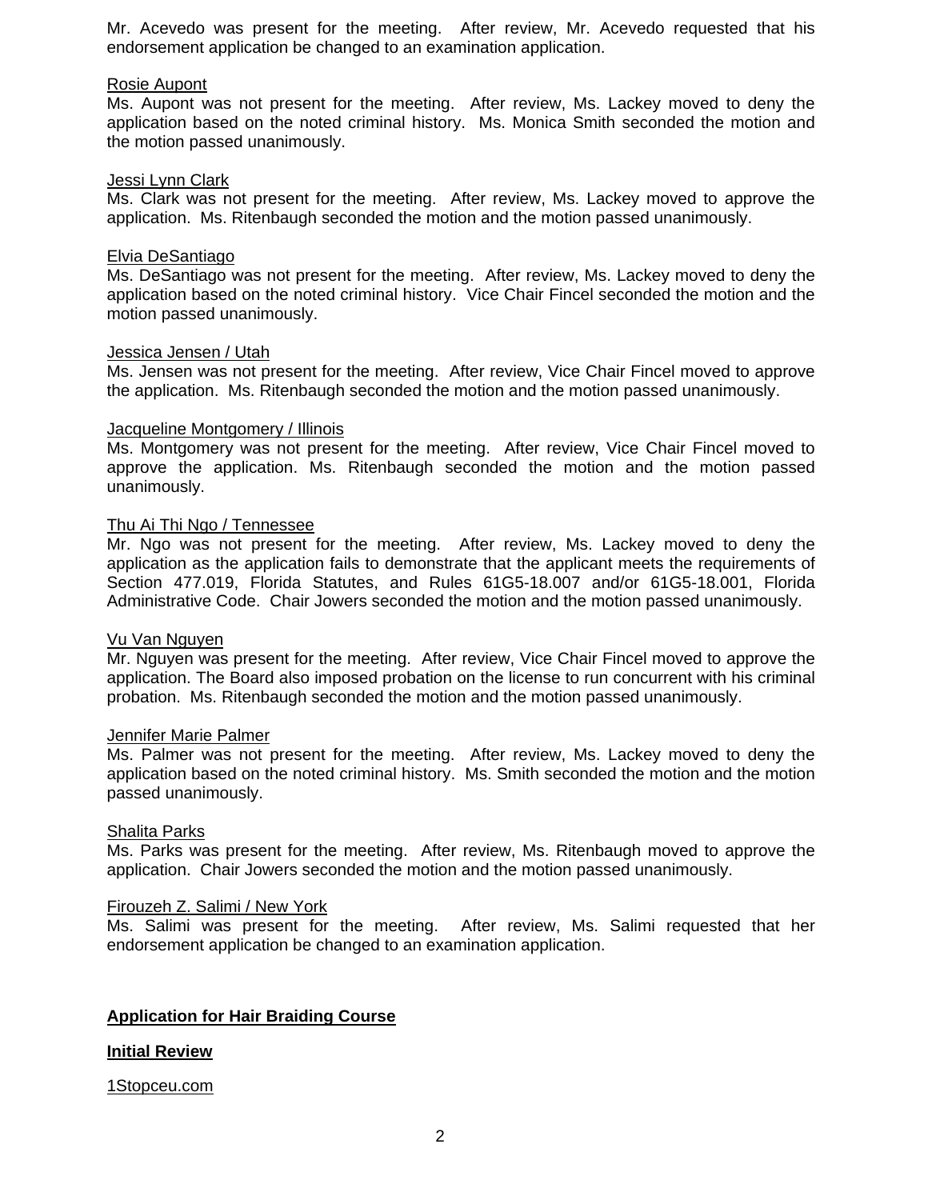Mr. Acevedo was present for the meeting. After review, Mr. Acevedo requested that his endorsement application be changed to an examination application.

Rosie Aupont

Ms. Aupont was not present for the meeting. After review, Ms. Lackey moved to deny the application based on the noted criminal history. Ms. Monica Smith seconded the motion and the motion passed unanimously.

Jessi Lynn Clark

Ms. Clark was not present for the meeting. After review, Ms. Lackey moved to approve the application. Ms. Ritenbaugh seconded the motion and the motion passed unanimously.

Elvia DeSantiago

Ms. DeSantiago was not present for the meeting. After review, Ms. Lackey moved to deny the application based on the noted criminal history. Vice Chair Fincel seconded the motion and the motion passed unanimously.

Jessica Jensen / Utah

Ms. Jensen was not present for the meeting. After review, Vice Chair Fincel moved to approve the application. Ms. Ritenbaugh seconded the motion and the motion passed unanimously.

Jacqueline Montgomery / Illinois

Ms. Montgomery was not present for the meeting. After review, Vice Chair Fincel moved to approve the application. Ms. Ritenbaugh seconded the motion and the motion passed unanimously.

Thu Ai Thi Ngo / Tennessee

Mr. Ngo was not present for the meeting. After review, Ms. Lackey moved to deny the application as the application fails to demonstrate that the applicant meets the requirements of Section 477.019, Florida Statutes, and Rules 61G5-18.007 and/or 61G5-18.001, Florida Administrative Code. Chair Jowers seconded the motion and the motion passed unanimously.

Vu Van Nguyen

Mr. Nguyen was present for the meeting. After review, Vice Chair Fincel moved to approve the application. The Board also imposed probation on the license to run concurrent with his criminal probation. Ms. Ritenbaugh seconded the motion and the motion passed unanimously.

Jennifer Marie Palmer

Ms. Palmer was not present for the meeting. After review, Ms. Lackey moved to deny the application based on the noted criminal history. Ms. Smith seconded the motion and the motion passed unanimously.

Shalita Parks

Ms. Parks was present for the meeting. After review, Ms. Ritenbaugh moved to approve the application. Chair Jowers seconded the motion and the motion passed unanimously.

Firouzeh Z. Salimi / New York

Ms. Salimi was present for the meeting. After review, Ms. Salimi requested that her endorsement application be changed to an examination application.

**Application for Hair Braiding Course**

**Initial Review**

1Stopceu.com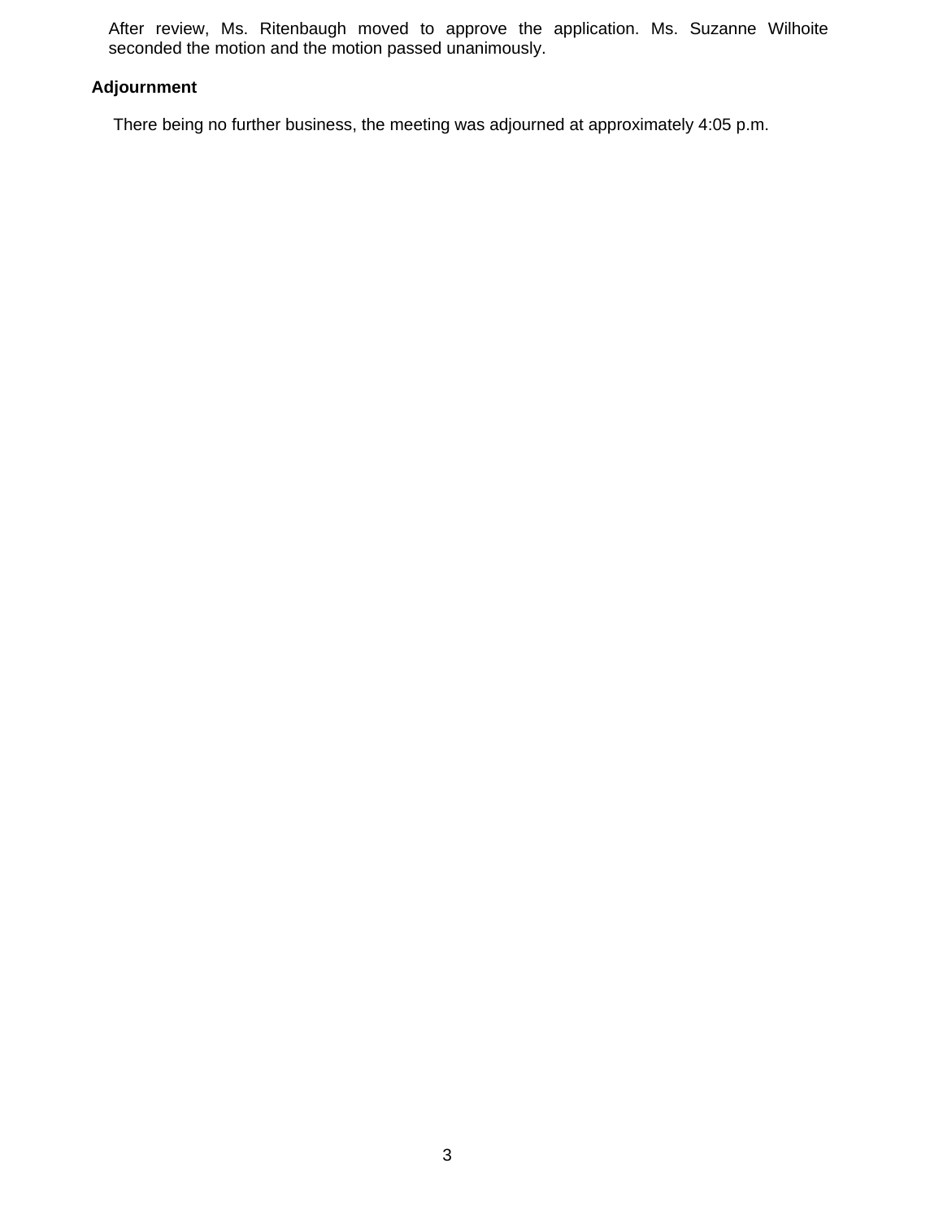After review, Ms. Ritenbaugh moved to approve the application. Ms. Suzanne Wilhoite seconded the motion and the motion passed unanimously.

## Adjournment

There being no further business, the meeting was adjourned at approximately 4:05 p.m.